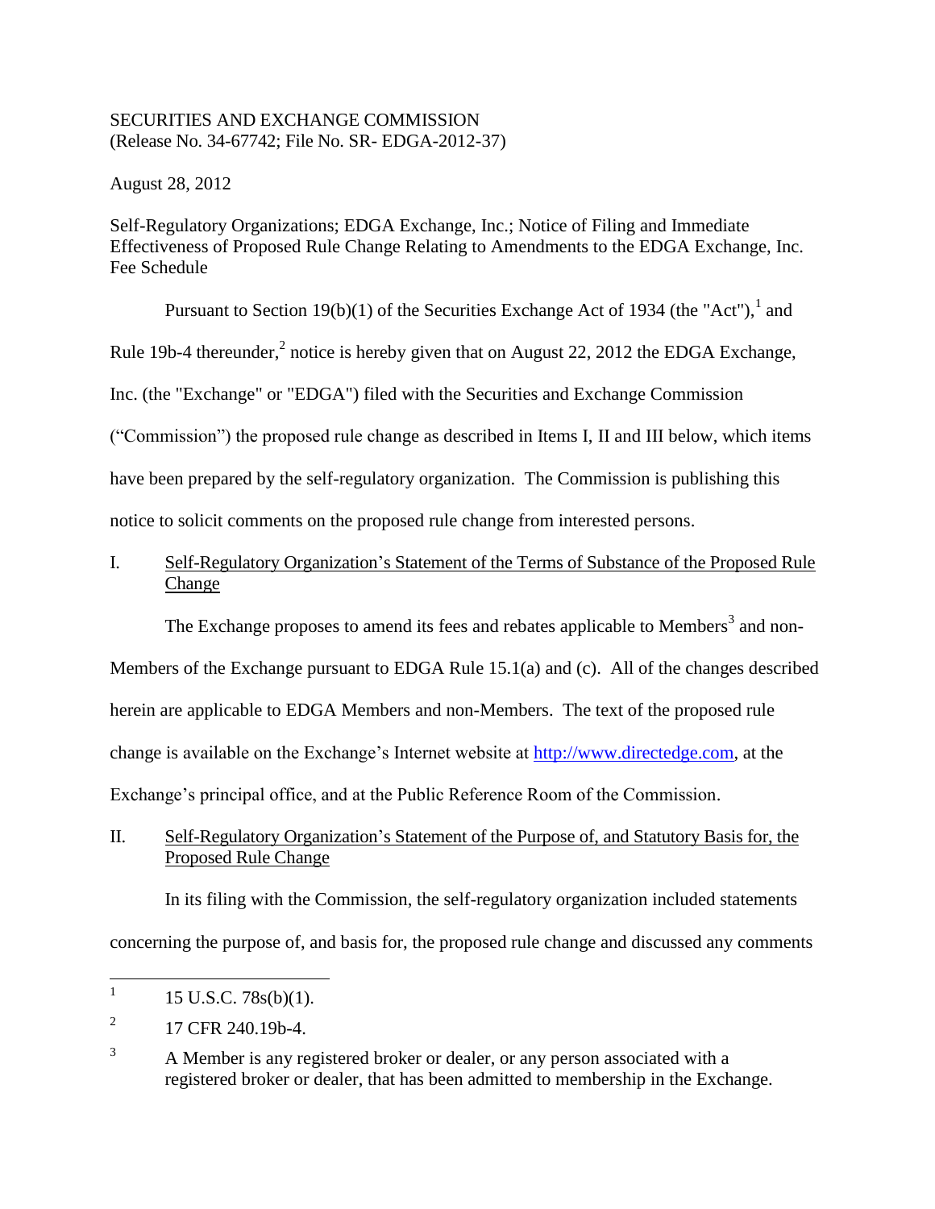SECURITIES AND EXCHANGE COMMISSION
(Release No. 34-67742; File No. SR- EDGA-2012-37)

August 28, 2012

Self-Regulatory Organizations; EDGA Exchange, Inc.; Notice of Filing and Immediate Effectiveness of Proposed Rule Change Relating to Amendments to the EDGA Exchange, Inc. Fee Schedule

Pursuant to Section 19(b)(1) of the Securities Exchange Act of 1934 (the "Act"),[1] and Rule 19b-4 thereunder,[2] notice is hereby given that on August 22, 2012 the EDGA Exchange, Inc. (the "Exchange" or "EDGA") filed with the Securities and Exchange Commission ("Commission") the proposed rule change as described in Items I, II and III below, which items have been prepared by the self-regulatory organization. The Commission is publishing this notice to solicit comments on the proposed rule change from interested persons.

## I. Self-Regulatory Organization's Statement of the Terms of Substance of the Proposed Rule Change

The Exchange proposes to amend its fees and rebates applicable to Members[3] and non-Members of the Exchange pursuant to EDGA Rule 15.1(a) and (c). All of the changes described herein are applicable to EDGA Members and non-Members. The text of the proposed rule change is available on the Exchange's Internet website at http://www.directedge.com, at the Exchange's principal office, and at the Public Reference Room of the Commission.

## II. Self-Regulatory Organization's Statement of the Purpose of, and Statutory Basis for, the Proposed Rule Change

In its filing with the Commission, the self-regulatory organization included statements concerning the purpose of, and basis for, the proposed rule change and discussed any comments

---

[1] 15 U.S.C. 78s(b)(1).

[2] 17 CFR 240.19b-4.

[3] A Member is any registered broker or dealer, or any person associated with a registered broker or dealer, that has been admitted to membership in the Exchange.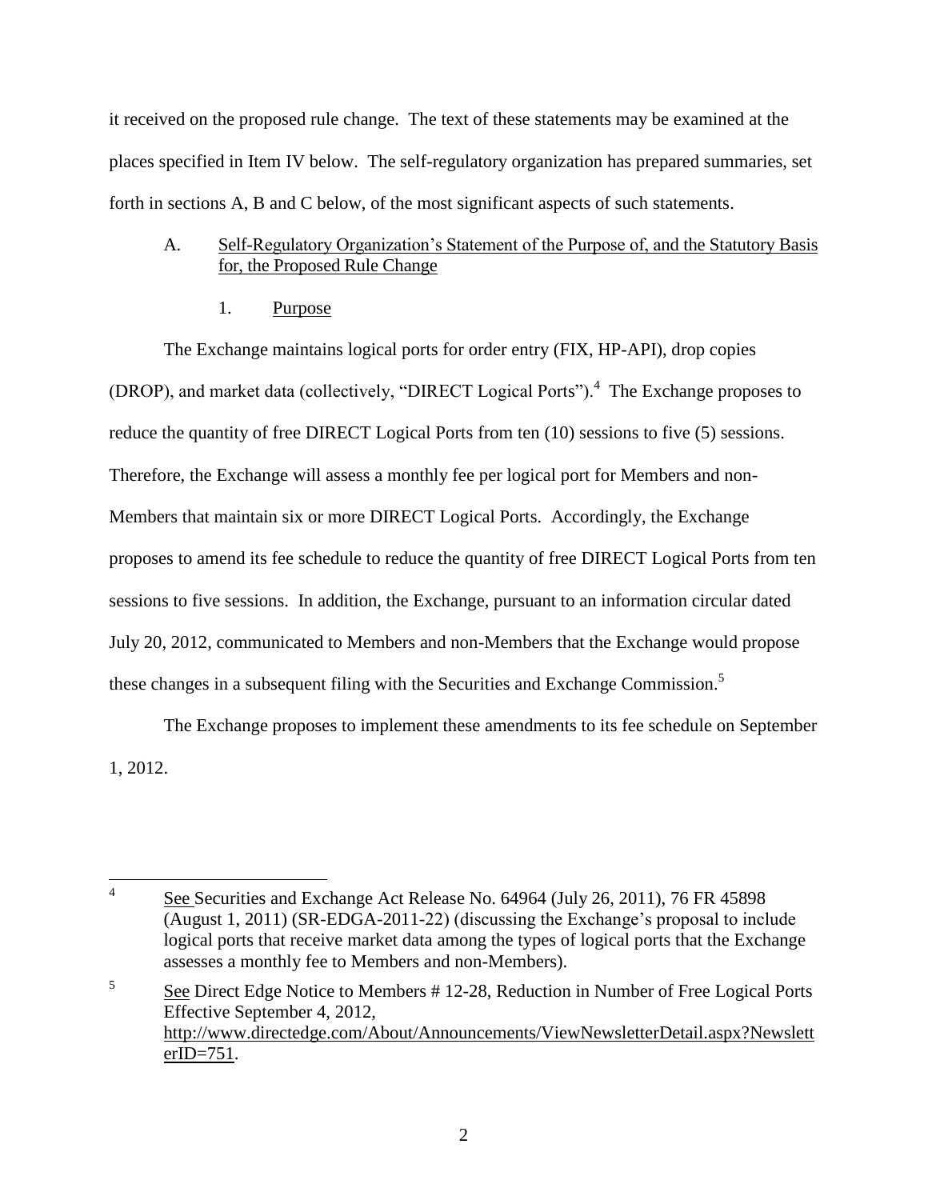it received on the proposed rule change. The text of these statements may be examined at the places specified in Item IV below. The self-regulatory organization has prepared summaries, set forth in sections A, B and C below, of the most significant aspects of such statements.

A. Self-Regulatory Organization's Statement of the Purpose of, and the Statutory Basis for, the Proposed Rule Change

1. Purpose

The Exchange maintains logical ports for order entry (FIX, HP-API), drop copies (DROP), and market data (collectively, "DIRECT Logical Ports").[4] The Exchange proposes to reduce the quantity of free DIRECT Logical Ports from ten (10) sessions to five (5) sessions. Therefore, the Exchange will assess a monthly fee per logical port for Members and non-Members that maintain six or more DIRECT Logical Ports. Accordingly, the Exchange proposes to amend its fee schedule to reduce the quantity of free DIRECT Logical Ports from ten sessions to five sessions. In addition, the Exchange, pursuant to an information circular dated July 20, 2012, communicated to Members and non-Members that the Exchange would propose these changes in a subsequent filing with the Securities and Exchange Commission.[5]

The Exchange proposes to implement these amendments to its fee schedule on September 1, 2012.

---

[4] See Securities and Exchange Act Release No. 64964 (July 26, 2011), 76 FR 45898 (August 1, 2011) (SR-EDGA-2011-22) (discussing the Exchange's proposal to include logical ports that receive market data among the types of logical ports that the Exchange assesses a monthly fee to Members and non-Members).

[5] See Direct Edge Notice to Members # 12-28, Reduction in Number of Free Logical Ports Effective September 4, 2012, http://www.directedge.com/About/Announcements/ViewNewsletterDetail.aspx?NewsletterID=751.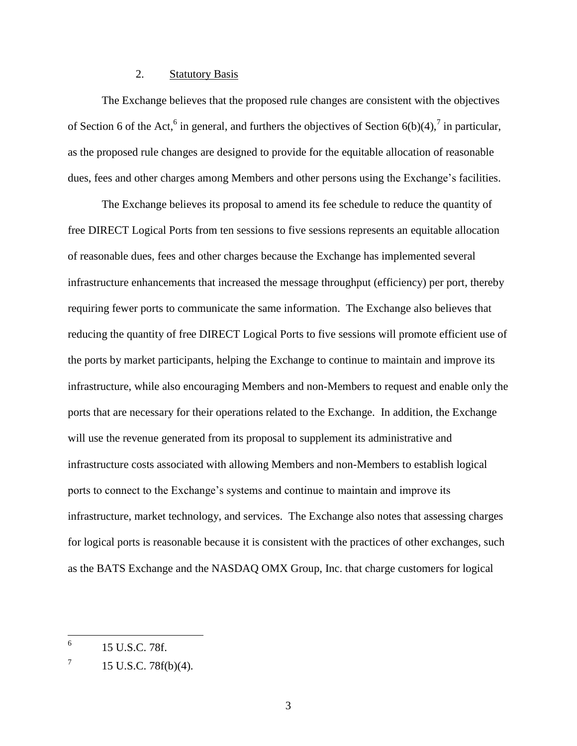2. Statutory Basis

The Exchange believes that the proposed rule changes are consistent with the objectives of Section 6 of the Act,[6] in general, and furthers the objectives of Section 6(b)(4),[7] in particular, as the proposed rule changes are designed to provide for the equitable allocation of reasonable dues, fees and other charges among Members and other persons using the Exchange's facilities.

The Exchange believes its proposal to amend its fee schedule to reduce the quantity of free DIRECT Logical Ports from ten sessions to five sessions represents an equitable allocation of reasonable dues, fees and other charges because the Exchange has implemented several infrastructure enhancements that increased the message throughput (efficiency) per port, thereby requiring fewer ports to communicate the same information. The Exchange also believes that reducing the quantity of free DIRECT Logical Ports to five sessions will promote efficient use of the ports by market participants, helping the Exchange to continue to maintain and improve its infrastructure, while also encouraging Members and non-Members to request and enable only the ports that are necessary for their operations related to the Exchange. In addition, the Exchange will use the revenue generated from its proposal to supplement its administrative and infrastructure costs associated with allowing Members and non-Members to establish logical ports to connect to the Exchange's systems and continue to maintain and improve its infrastructure, market technology, and services. The Exchange also notes that assessing charges for logical ports is reasonable because it is consistent with the practices of other exchanges, such as the BATS Exchange and the NASDAQ OMX Group, Inc. that charge customers for logical

---

[6] 15 U.S.C. 78f.

[7] 15 U.S.C. 78f(b)(4).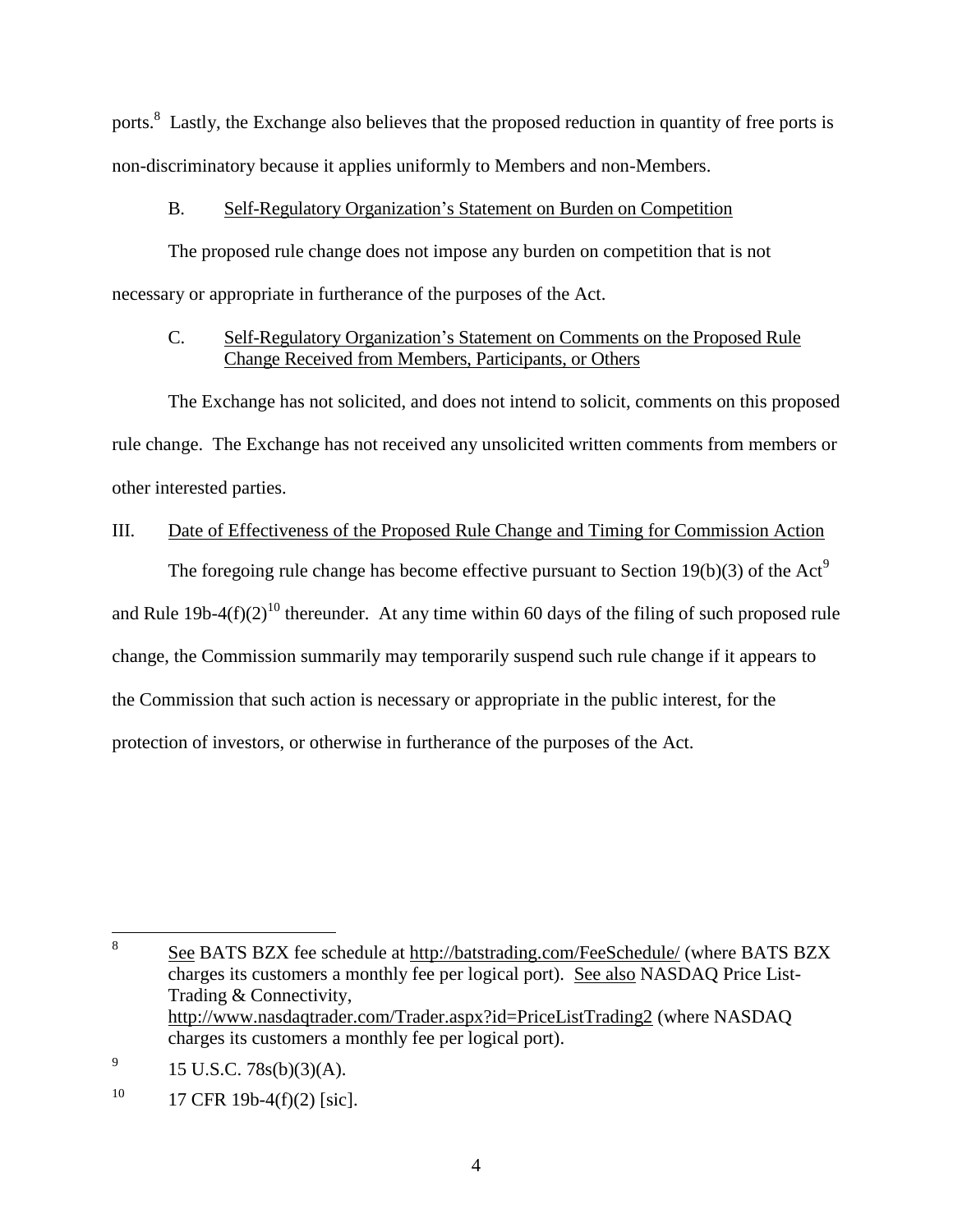ports.[8] Lastly, the Exchange also believes that the proposed reduction in quantity of free ports is non-discriminatory because it applies uniformly to Members and non-Members.

### B. Self-Regulatory Organization's Statement on Burden on Competition

The proposed rule change does not impose any burden on competition that is not necessary or appropriate in furtherance of the purposes of the Act.

### C. Self-Regulatory Organization's Statement on Comments on the Proposed Rule Change Received from Members, Participants, or Others

The Exchange has not solicited, and does not intend to solicit, comments on this proposed rule change. The Exchange has not received any unsolicited written comments from members or other interested parties.

## III. Date of Effectiveness of the Proposed Rule Change and Timing for Commission Action

The foregoing rule change has become effective pursuant to Section 19(b)(3) of the Act[9] and Rule 19b-4(f)(2)[10] thereunder. At any time within 60 days of the filing of such proposed rule change, the Commission summarily may temporarily suspend such rule change if it appears to the Commission that such action is necessary or appropriate in the public interest, for the protection of investors, or otherwise in furtherance of the purposes of the Act.

---

[8] See BATS BZX fee schedule at http://batstrading.com/FeeSchedule/ (where BATS BZX charges its customers a monthly fee per logical port). See also NASDAQ Price List-Trading & Connectivity, http://www.nasdaqtrader.com/Trader.aspx?id=PriceListTrading2 (where NASDAQ charges its customers a monthly fee per logical port).

[9] 15 U.S.C. 78s(b)(3)(A).

[10] 17 CFR 19b-4(f)(2) [sic].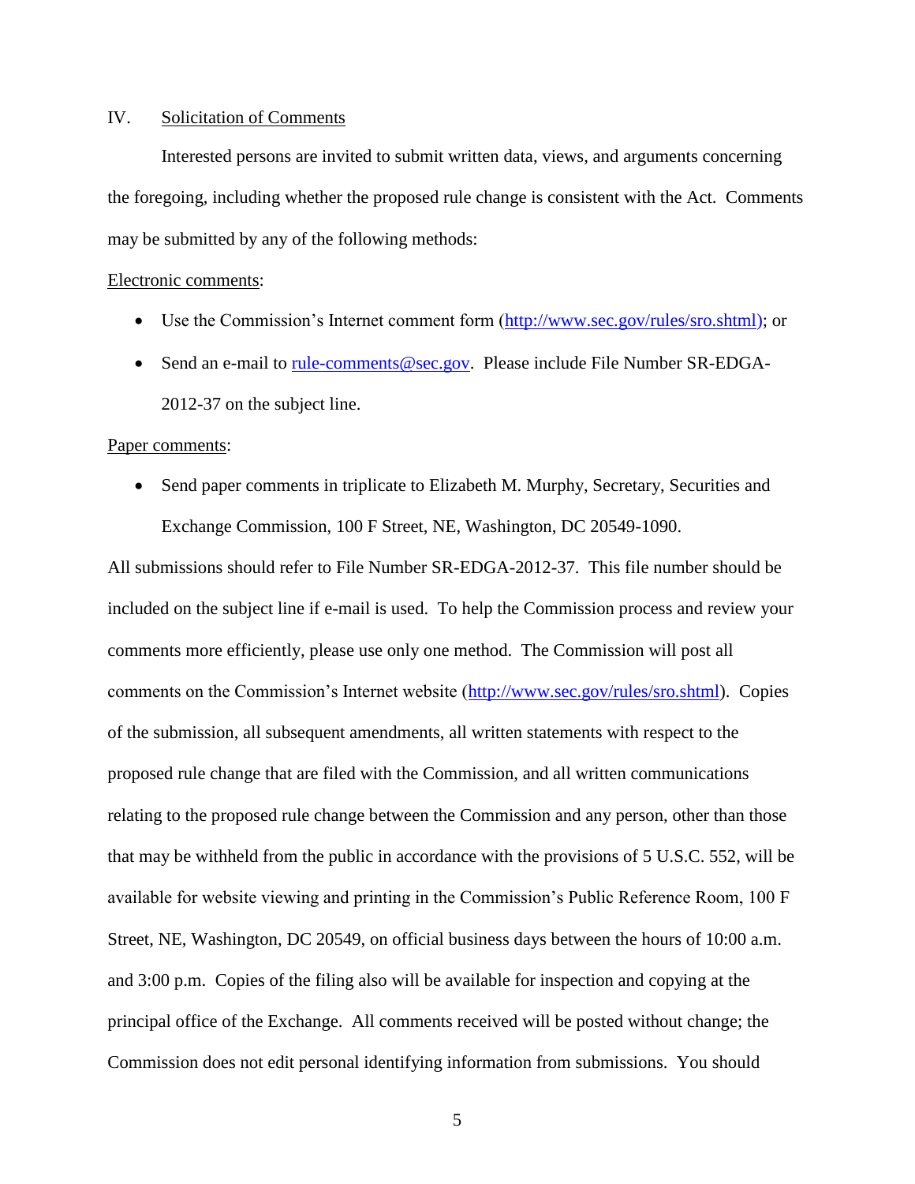## IV. Solicitation of Comments

Interested persons are invited to submit written data, views, and arguments concerning the foregoing, including whether the proposed rule change is consistent with the Act. Comments may be submitted by any of the following methods:

Electronic comments:

- Use the Commission's Internet comment form (http://www.sec.gov/rules/sro.shtml); or
- Send an e-mail to rule-comments@sec.gov. Please include File Number SR-EDGA-2012-37 on the subject line.

Paper comments:

- Send paper comments in triplicate to Elizabeth M. Murphy, Secretary, Securities and Exchange Commission, 100 F Street, NE, Washington, DC 20549-1090.

All submissions should refer to File Number SR-EDGA-2012-37. This file number should be included on the subject line if e-mail is used. To help the Commission process and review your comments more efficiently, please use only one method. The Commission will post all comments on the Commission's Internet website (http://www.sec.gov/rules/sro.shtml). Copies of the submission, all subsequent amendments, all written statements with respect to the proposed rule change that are filed with the Commission, and all written communications relating to the proposed rule change between the Commission and any person, other than those that may be withheld from the public in accordance with the provisions of 5 U.S.C. 552, will be available for website viewing and printing in the Commission's Public Reference Room, 100 F Street, NE, Washington, DC 20549, on official business days between the hours of 10:00 a.m. and 3:00 p.m. Copies of the filing also will be available for inspection and copying at the principal office of the Exchange. All comments received will be posted without change; the Commission does not edit personal identifying information from submissions. You should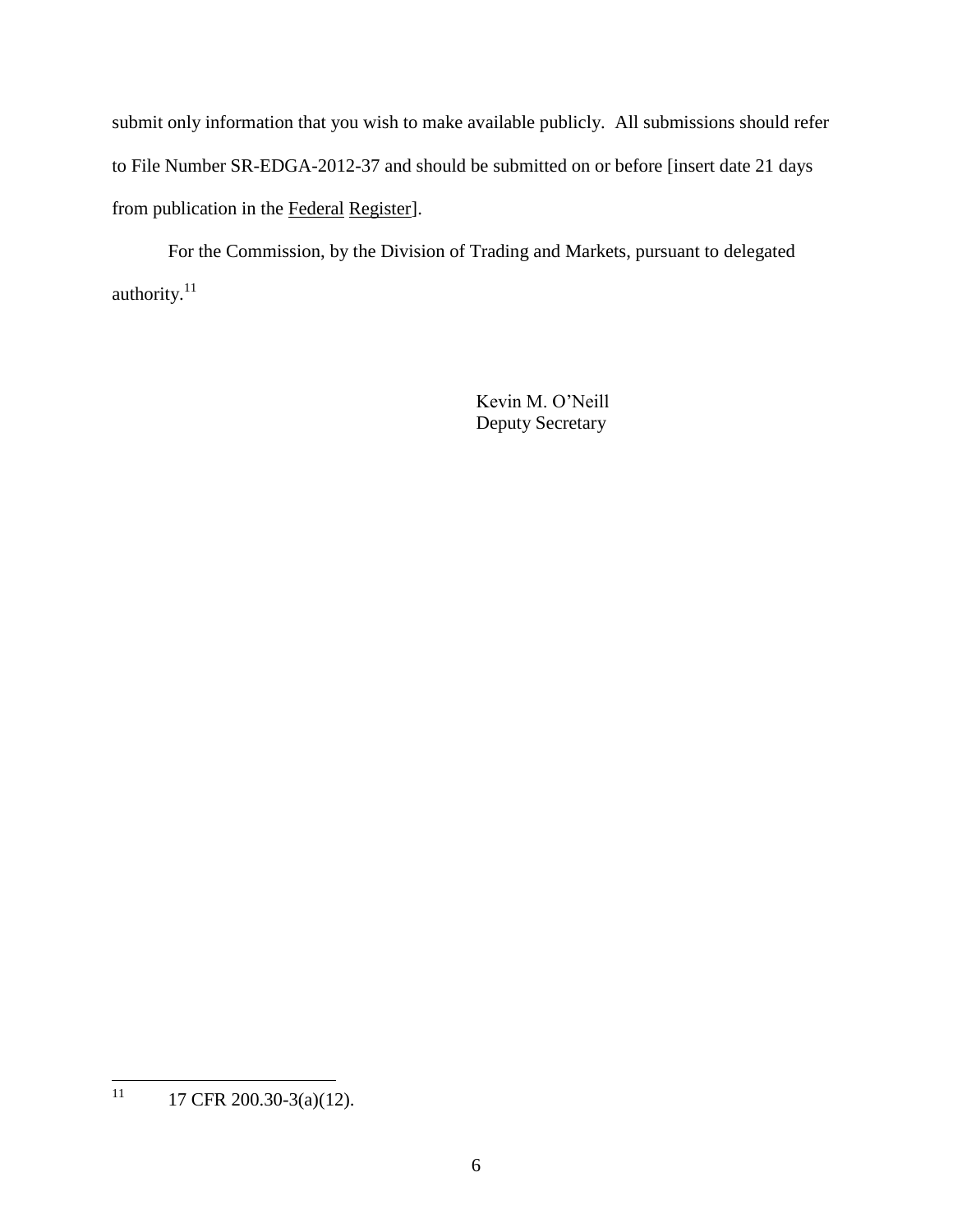submit only information that you wish to make available publicly. All submissions should refer to File Number SR-EDGA-2012-37 and should be submitted on or before [insert date 21 days from publication in the Federal Register].

For the Commission, by the Division of Trading and Markets, pursuant to delegated authority.[11]

Kevin M. O'Neill
Deputy Secretary

---

[11] 17 CFR 200.30-3(a)(12).